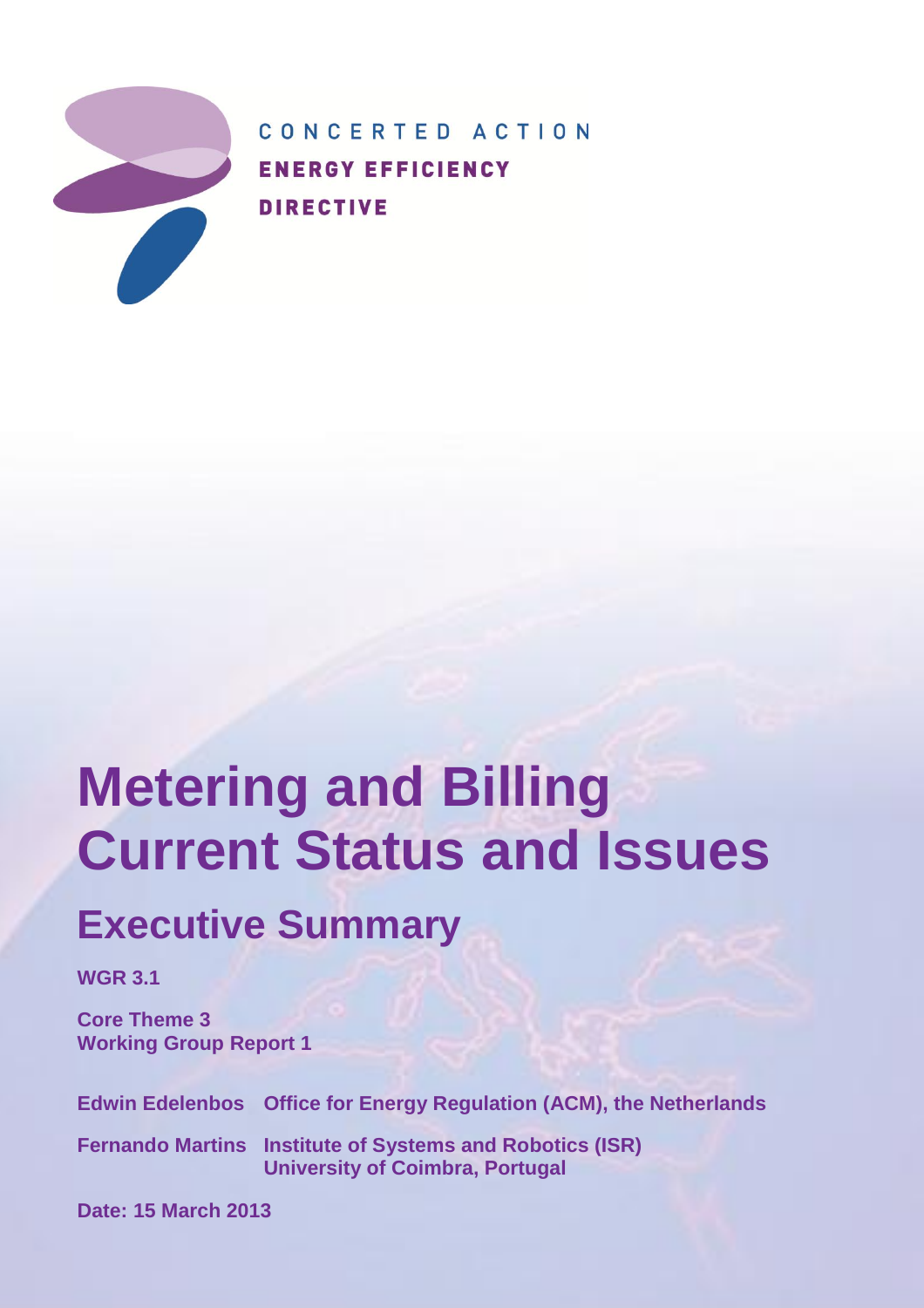CONCERTED ACTION
**ENERGY EFFICIENCY**
**DIRECTIVE**

# Metering and Billing Current Status and Issues

## Executive Summary

**WGR 3.1**

**Core Theme 3**
**Working Group Report 1**

| | |
|---|---|
| **Edwin Edelenbos** | **Office for Energy Regulation (ACM), the Netherlands** |
| **Fernando Martins** | **Institute of Systems and Robotics (ISR) University of Coimbra, Portugal** |

**Date: 15 March 2013**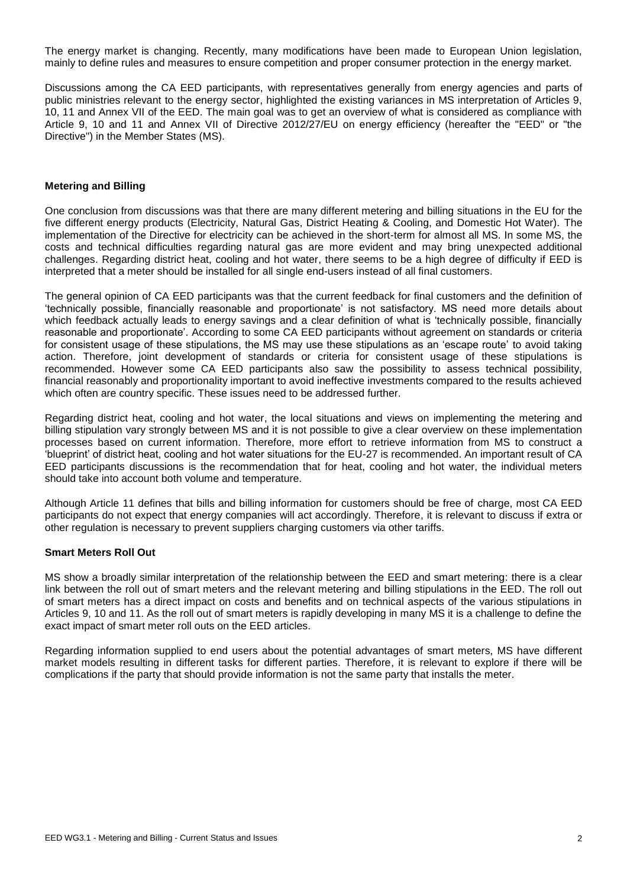The energy market is changing. Recently, many modifications have been made to European Union legislation, mainly to define rules and measures to ensure competition and proper consumer protection in the energy market.

Discussions among the CA EED participants, with representatives generally from energy agencies and parts of public ministries relevant to the energy sector, highlighted the existing variances in MS interpretation of Articles 9, 10, 11 and Annex VII of the EED. The main goal was to get an overview of what is considered as compliance with Article 9, 10 and 11 and Annex VII of Directive 2012/27/EU on energy efficiency (hereafter the "EED" or "the Directive") in the Member States (MS).

**Metering and Billing**

One conclusion from discussions was that there are many different metering and billing situations in the EU for the five different energy products (Electricity, Natural Gas, District Heating & Cooling, and Domestic Hot Water). The implementation of the Directive for electricity can be achieved in the short-term for almost all MS. In some MS, the costs and technical difficulties regarding natural gas are more evident and may bring unexpected additional challenges. Regarding district heat, cooling and hot water, there seems to be a high degree of difficulty if EED is interpreted that a meter should be installed for all single end-users instead of all final customers.

The general opinion of CA EED participants was that the current feedback for final customers and the definition of 'technically possible, financially reasonable and proportionate' is not satisfactory. MS need more details about which feedback actually leads to energy savings and a clear definition of what is 'technically possible, financially reasonable and proportionate'. According to some CA EED participants without agreement on standards or criteria for consistent usage of these stipulations, the MS may use these stipulations as an 'escape route' to avoid taking action. Therefore, joint development of standards or criteria for consistent usage of these stipulations is recommended. However some CA EED participants also saw the possibility to assess technical possibility, financial reasonably and proportionality important to avoid ineffective investments compared to the results achieved which often are country specific. These issues need to be addressed further.

Regarding district heat, cooling and hot water, the local situations and views on implementing the metering and billing stipulation vary strongly between MS and it is not possible to give a clear overview on these implementation processes based on current information. Therefore, more effort to retrieve information from MS to construct a 'blueprint' of district heat, cooling and hot water situations for the EU-27 is recommended. An important result of CA EED participants discussions is the recommendation that for heat, cooling and hot water, the individual meters should take into account both volume and temperature.

Although Article 11 defines that bills and billing information for customers should be free of charge, most CA EED participants do not expect that energy companies will act accordingly. Therefore, it is relevant to discuss if extra or other regulation is necessary to prevent suppliers charging customers via other tariffs.

**Smart Meters Roll Out**

MS show a broadly similar interpretation of the relationship between the EED and smart metering: there is a clear link between the roll out of smart meters and the relevant metering and billing stipulations in the EED. The roll out of smart meters has a direct impact on costs and benefits and on technical aspects of the various stipulations in Articles 9, 10 and 11. As the roll out of smart meters is rapidly developing in many MS it is a challenge to define the exact impact of smart meter roll outs on the EED articles.

Regarding information supplied to end users about the potential advantages of smart meters, MS have different market models resulting in different tasks for different parties. Therefore, it is relevant to explore if there will be complications if the party that should provide information is not the same party that installs the meter.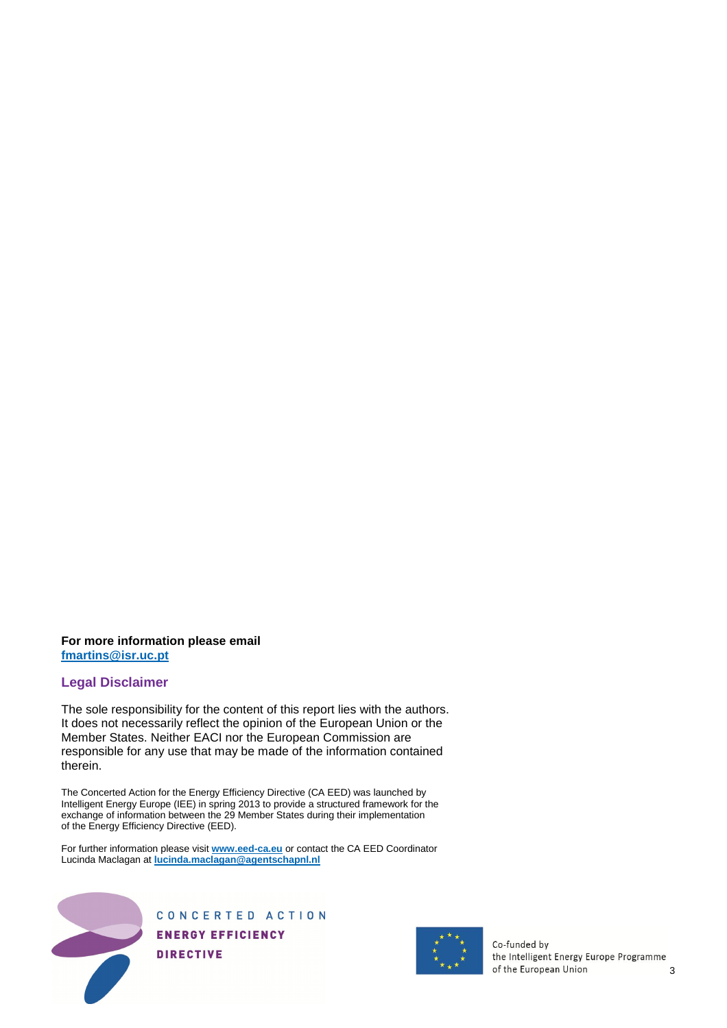**For more information please email**
**fmartins@isr.uc.pt**

## Legal Disclaimer

The sole responsibility for the content of this report lies with the authors. It does not necessarily reflect the opinion of the European Union or the Member States. Neither EACI nor the European Commission are responsible for any use that may be made of the information contained therein.

The Concerted Action for the Energy Efficiency Directive (CA EED) was launched by Intelligent Energy Europe (IEE) in spring 2013 to provide a structured framework for the exchange of information between the 29 Member States during their implementation of the Energy Efficiency Directive (EED).

For further information please visit **www.eed-ca.eu** or contact the CA EED Coordinator Lucinda Maclagan at **lucinda.maclagan@agentschapnl.nl**

CONCERTED ACTION
**ENERGY EFFICIENCY**
**DIRECTIVE**

Co-funded by
the Intelligent Energy Europe Programme
of the European Union